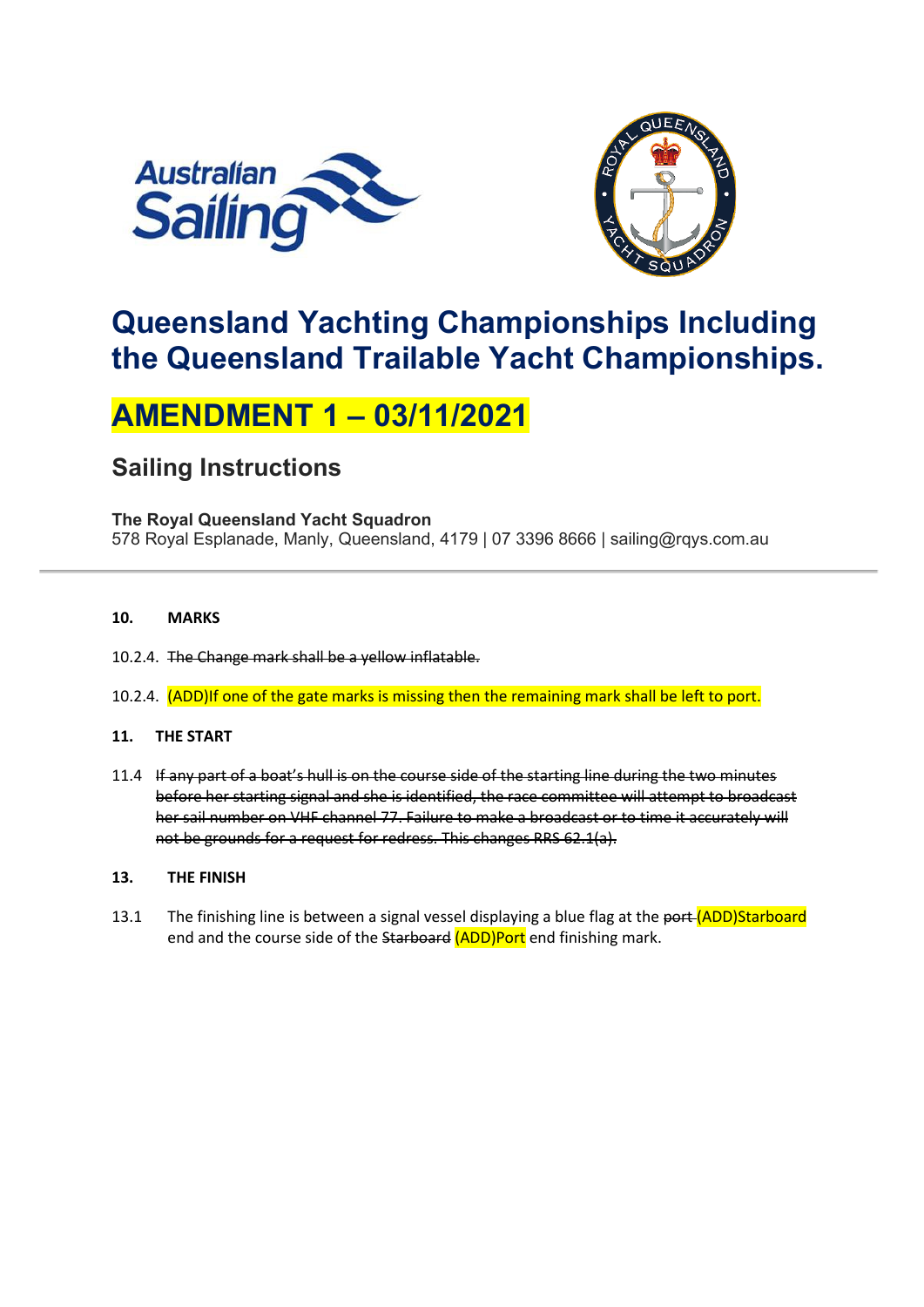# Queensland Yachting Championships Including the Queensland Trailable Yacht Championships.

# AMENDMENT 1 – 03/11/2021

## Sailing Instructions

**The Royal Queensland Yacht Squadron**
578 Royal Esplanade, Manly, Queensland, 4179 | 07 3396 8666 | sailing@rqys.com.au

**10. MARKS**

10.2.4. ~~The Change mark shall be a yellow inflatable.~~

10.2.4. (ADD)If one of the gate marks is missing then the remaining mark shall be left to port.

**11. THE START**

11.4 ~~If any part of a boat's hull is on the course side of the starting line during the two minutes before her starting signal and she is identified, the race committee will attempt to broadcast her sail number on VHF channel 77. Failure to make a broadcast or to time it accurately will not be grounds for a request for redress. This changes RRS 62.1(a).~~

**13. THE FINISH**

13.1 The finishing line is between a signal vessel displaying a blue flag at the ~~port~~ (ADD)Starboard end and the course side of the ~~Starboard~~ (ADD)Port end finishing mark.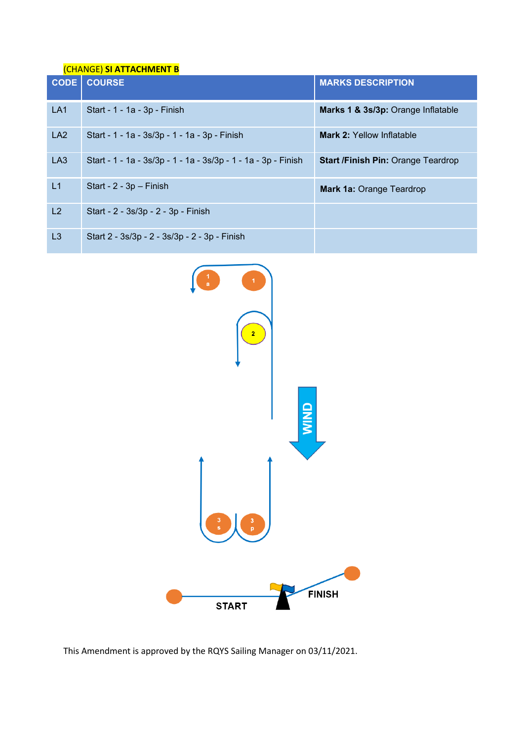(CHANGE) **SI ATTACHMENT B**

| CODE | COURSE | MARKS DESCRIPTION |
|---|---|---|
| LA1 | Start - 1 - 1a - 3p - Finish | **Marks 1 & 3s/3p:** Orange Inflatable |
| LA2 | Start - 1 - 1a - 3s/3p - 1 - 1a - 3p - Finish | **Mark 2:** Yellow Inflatable |
| LA3 | Start - 1 - 1a - 3s/3p - 1 - 1a - 3s/3p - 1 - 1a - 3p - Finish | **Start /Finish Pin:** Orange Teardrop |
| L1 | Start - 2 - 3p – Finish | **Mark 1a:** Orange Teardrop |
| L2 | Start - 2 - 3s/3p - 2 - 3p - Finish | |
| L3 | Start 2 - 3s/3p - 2 - 3s/3p - 2 - 3p - Finish | |

1a

1

2

WIND

3s

3p

START

FINISH

This Amendment is approved by the RQYS Sailing Manager on 03/11/2021.